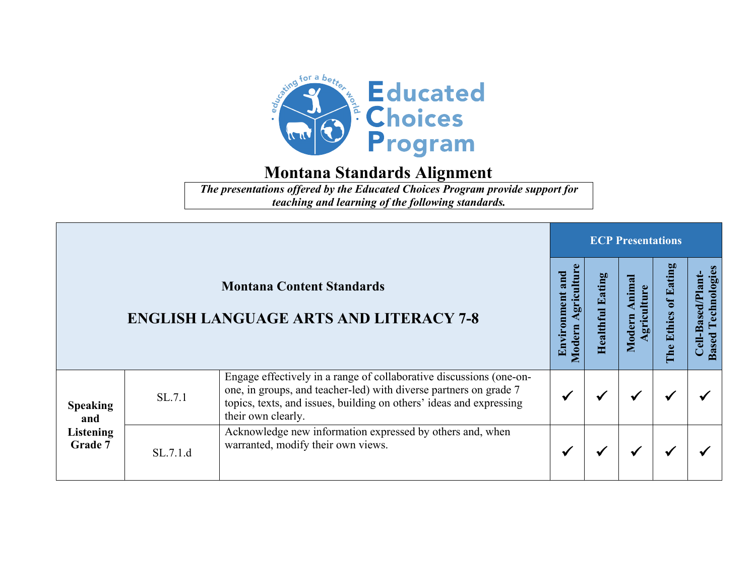# Montana Standards Alignment

***The presentations offered by the Educated Choices Program provide support for teaching and learning of the following standards.***

| Montana Content Standards<br>ENGLISH LANGUAGE ARTS AND LITERACY 7-8 | | | ECP Presentations | | | | |
|---|---|---|---|---|---|---|---|
| | | | Environment and Modern Agriculture | Healthful Eating | Modern Animal Agriculture | The Ethics of Eating | Cell-Based/Plant-Based Technologies |
| **Speaking and Listening Grade 7** | SL.7.1 | Engage effectively in a range of collaborative discussions (one-on-one, in groups, and teacher-led) with diverse partners on grade 7 topics, texts, and issues, building on others' ideas and expressing their own clearly. | ✓ | ✓ | ✓ | ✓ | ✓ |
| | SL.7.1.d | Acknowledge new information expressed by others and, when warranted, modify their own views. | ✓ | ✓ | ✓ | ✓ | ✓ |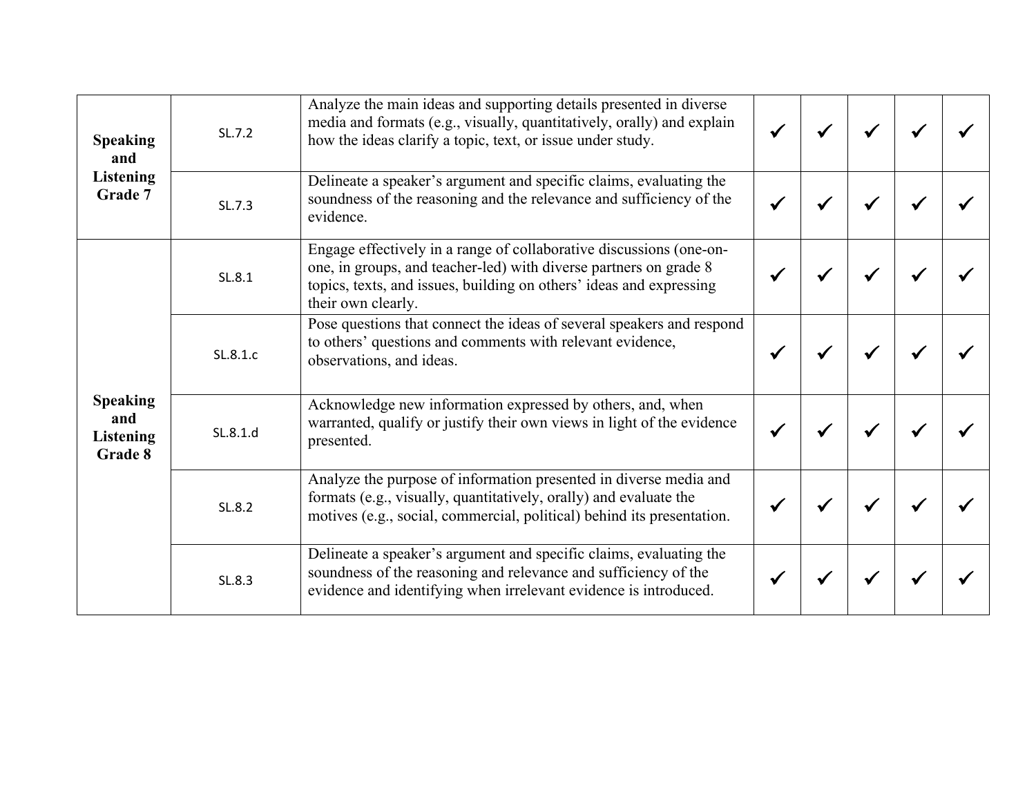| | | | | | | | |
|---|---|---|---|---|---|---|---|
| **Speaking and Listening Grade 7** | SL.7.2 | Analyze the main ideas and supporting details presented in diverse media and formats (e.g., visually, quantitatively, orally) and explain how the ideas clarify a topic, text, or issue under study. | ✓ | ✓ | ✓ | ✓ | ✓ |
| | SL.7.3 | Delineate a speaker's argument and specific claims, evaluating the soundness of the reasoning and the relevance and sufficiency of the evidence. | ✓ | ✓ | ✓ | ✓ | ✓ |
| **Speaking and Listening Grade 8** | SL.8.1 | Engage effectively in a range of collaborative discussions (one-on-one, in groups, and teacher-led) with diverse partners on grade 8 topics, texts, and issues, building on others' ideas and expressing their own clearly. | ✓ | ✓ | ✓ | ✓ | ✓ |
| | SL.8.1.c | Pose questions that connect the ideas of several speakers and respond to others' questions and comments with relevant evidence, observations, and ideas. | ✓ | ✓ | ✓ | ✓ | ✓ |
| | SL.8.1.d | Acknowledge new information expressed by others, and, when warranted, qualify or justify their own views in light of the evidence presented. | ✓ | ✓ | ✓ | ✓ | ✓ |
| | SL.8.2 | Analyze the purpose of information presented in diverse media and formats (e.g., visually, quantitatively, orally) and evaluate the motives (e.g., social, commercial, political) behind its presentation. | ✓ | ✓ | ✓ | ✓ | ✓ |
| | SL.8.3 | Delineate a speaker's argument and specific claims, evaluating the soundness of the reasoning and relevance and sufficiency of the evidence and identifying when irrelevant evidence is introduced. | ✓ | ✓ | ✓ | ✓ | ✓ |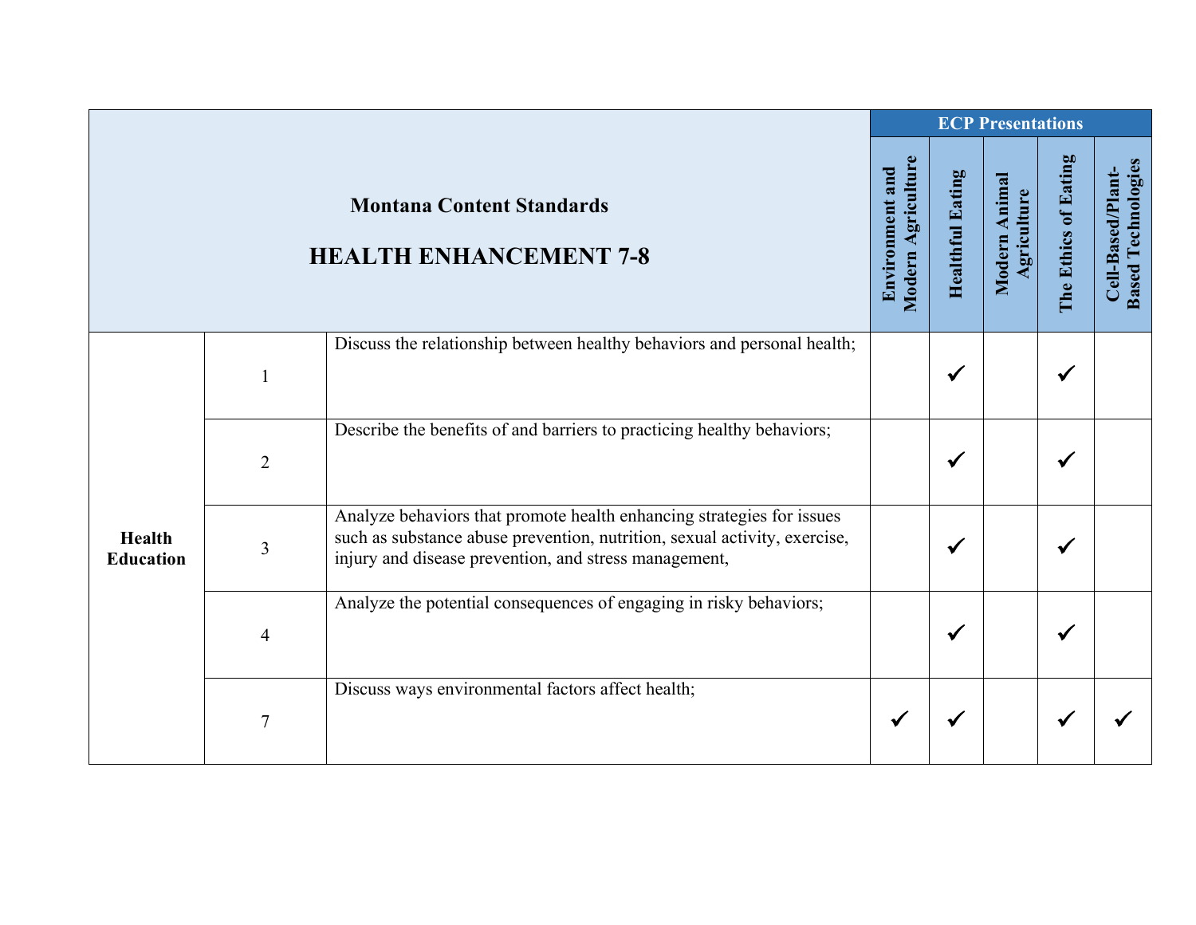| Montana Content Standards<br><br>HEALTH ENHANCEMENT 7-8 | | | ECP Presentations | | | | |
|---|---|---|---|---|---|---|---|
| | | | Environment and Modern Agriculture | Healthful Eating | Modern Animal Agriculture | The Ethics of Eating | Cell-Based/Plant-Based Technologies |
| Health Education | 1 | Discuss the relationship between healthy behaviors and personal health; | | ✔ | | ✔ | |
| | 2 | Describe the benefits of and barriers to practicing healthy behaviors; | | ✔ | | ✔ | |
| | 3 | Analyze behaviors that promote health enhancing strategies for issues such as substance abuse prevention, nutrition, sexual activity, exercise, injury and disease prevention, and stress management, | | ✔ | | ✔ | |
| | 4 | Analyze the potential consequences of engaging in risky behaviors; | | ✔ | | ✔ | |
| | 7 | Discuss ways environmental factors affect health; | ✔ | ✔ | | ✔ | ✔ |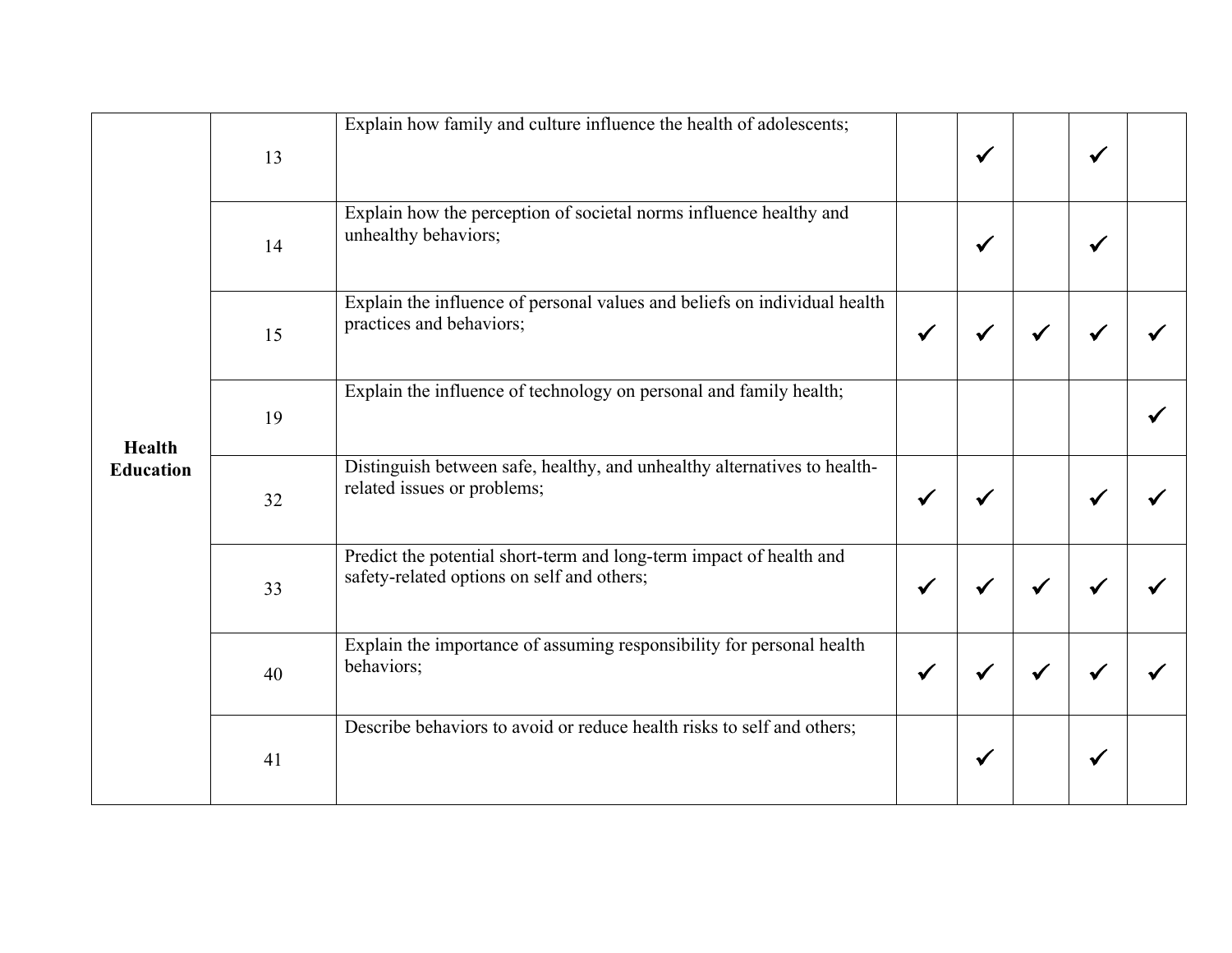| | | | | | | | |
|---|---|---|---|---|---|---|---|
| **Health Education** | 13 | Explain how family and culture influence the health of adolescents; | | ✓ | | ✓ | |
| | 14 | Explain how the perception of societal norms influence healthy and unhealthy behaviors; | | ✓ | | ✓ | |
| | 15 | Explain the influence of personal values and beliefs on individual health practices and behaviors; | ✓ | ✓ | ✓ | ✓ | ✓ |
| | 19 | Explain the influence of technology on personal and family health; | | | | | ✓ |
| | 32 | Distinguish between safe, healthy, and unhealthy alternatives to health-related issues or problems; | ✓ | ✓ | | ✓ | ✓ |
| | 33 | Predict the potential short-term and long-term impact of health and safety-related options on self and others; | ✓ | ✓ | ✓ | ✓ | ✓ |
| | 40 | Explain the importance of assuming responsibility for personal health behaviors; | ✓ | ✓ | ✓ | ✓ | ✓ |
| | 41 | Describe behaviors to avoid or reduce health risks to self and others; | | ✓ | | ✓ | |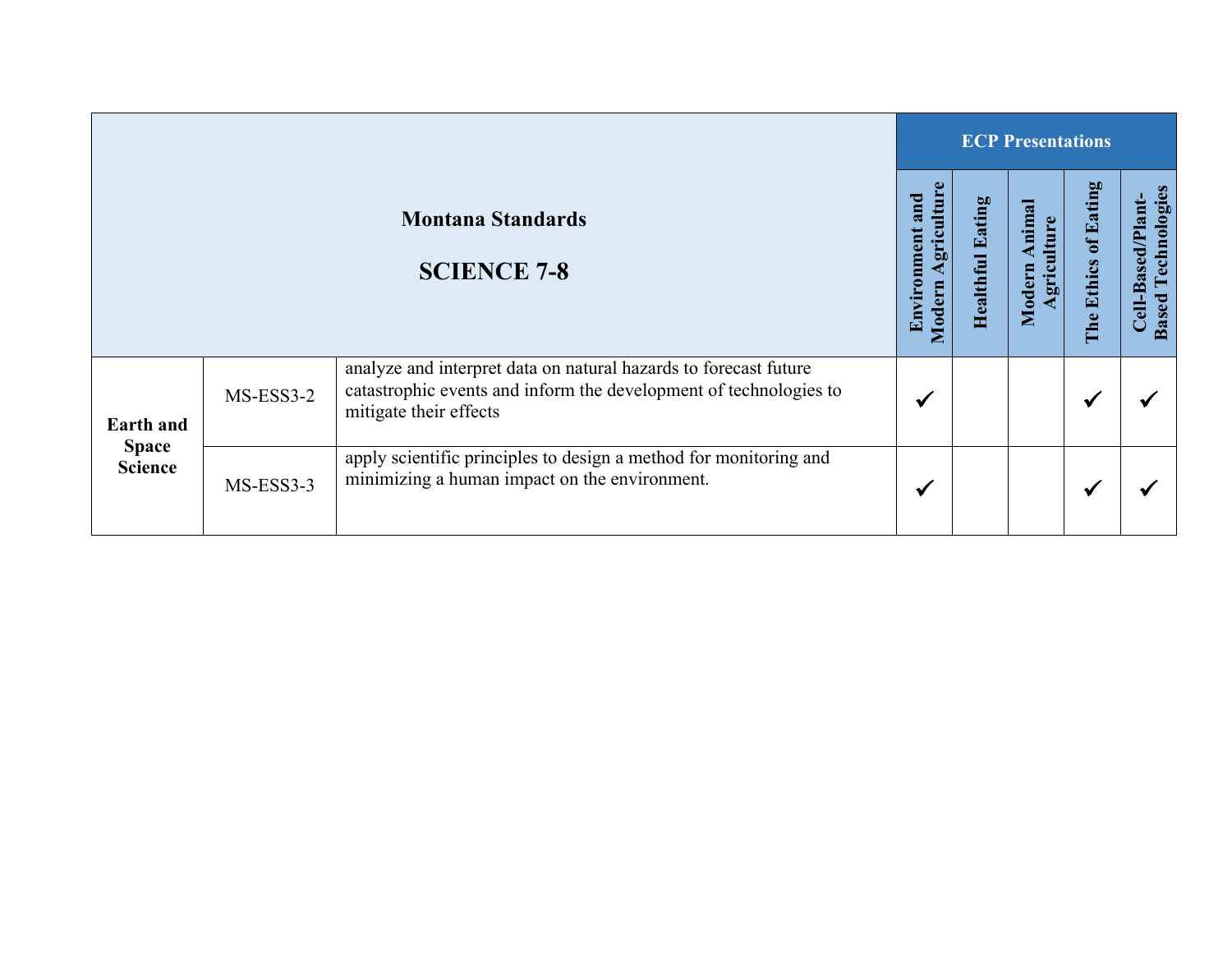| Montana Standards<br><br>SCIENCE 7-8 | | | ECP Presentations | | | | |
|---|---|---|---|---|---|---|---|
| | | | Environment and Modern Agriculture | Healthful Eating | Modern Animal Agriculture | The Ethics of Eating | Cell-Based/Plant-Based Technologies |
| Earth and Space Science | MS-ESS3-2 | analyze and interpret data on natural hazards to forecast future catastrophic events and inform the development of technologies to mitigate their effects | ✓ | | | ✓ | ✓ |
| | MS-ESS3-3 | apply scientific principles to design a method for monitoring and minimizing a human impact on the environment. | ✓ | | | ✓ | ✓ |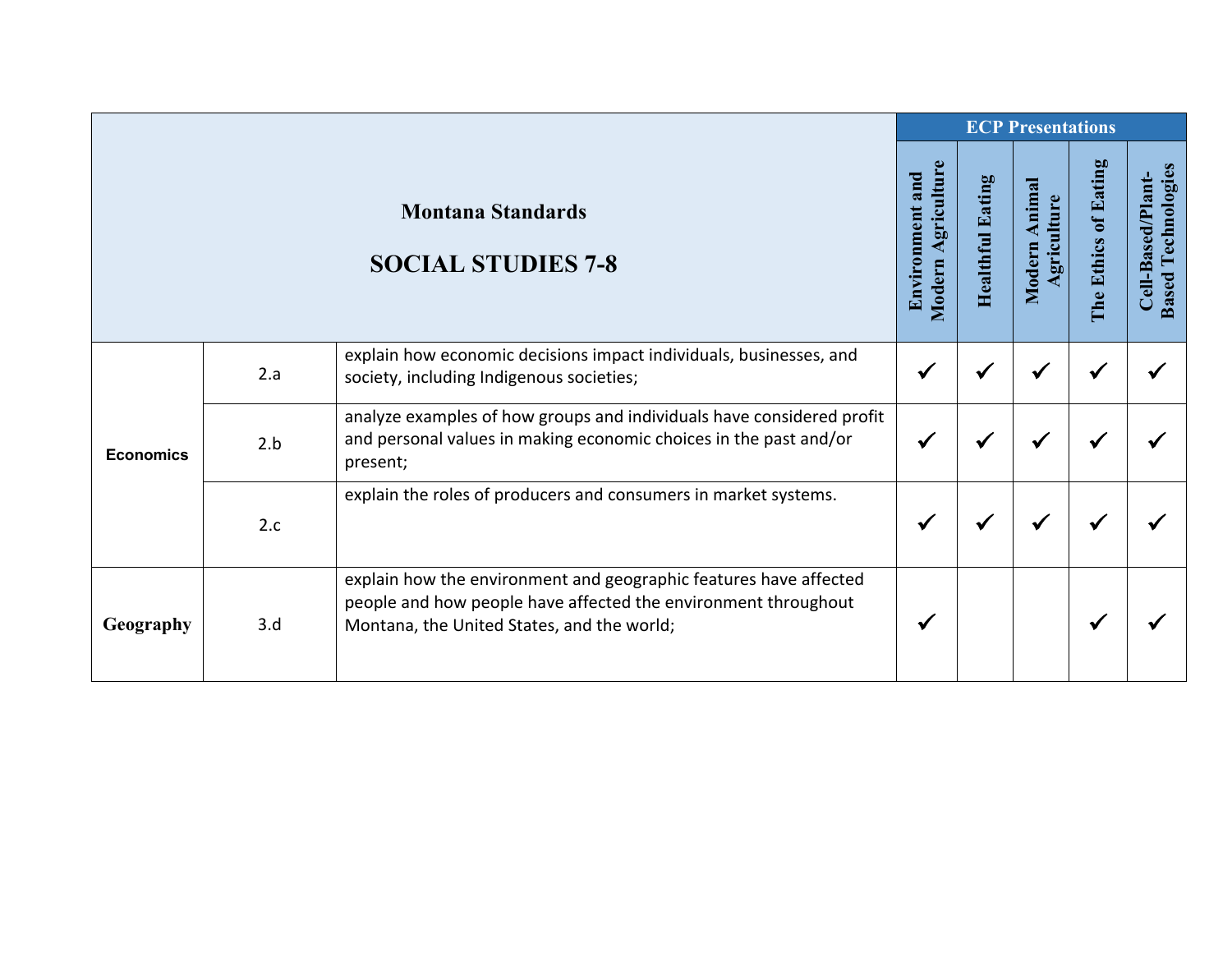| Montana Standards<br><br>SOCIAL STUDIES 7-8 | | | ECP Presentations | | | | |
|---|---|---|---|---|---|---|---|
| | | | Environment and Modern Agriculture | Healthful Eating | Modern Animal Agriculture | The Ethics of Eating | Cell-Based/Plant-Based Technologies |
| Economics | 2.a | explain how economic decisions impact individuals, businesses, and society, including Indigenous societies; | ✔ | ✔ | ✔ | ✔ | ✔ |
| | 2.b | analyze examples of how groups and individuals have considered profit and personal values in making economic choices in the past and/or present; | ✔ | ✔ | ✔ | ✔ | ✔ |
| | 2.c | explain the roles of producers and consumers in market systems. | ✔ | ✔ | ✔ | ✔ | ✔ |
| Geography | 3.d | explain how the environment and geographic features have affected people and how people have affected the environment throughout Montana, the United States, and the world; | ✔ | | | ✔ | ✔ |